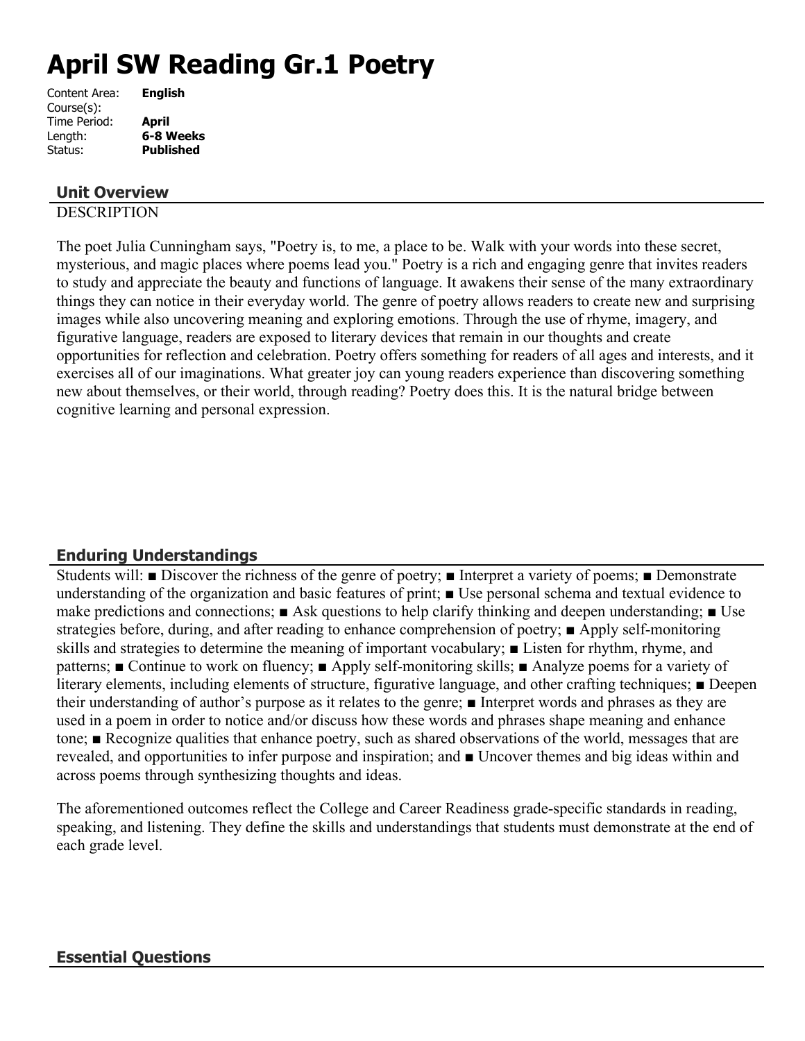# April SW Reading Gr.1 Poetry

Content Area: **English**
Course(s):
Time Period: **April**
Length: **6-8 Weeks**
Status: **Published**

## Unit Overview

DESCRIPTION

The poet Julia Cunningham says, "Poetry is, to me, a place to be. Walk with your words into these secret, mysterious, and magic places where poems lead you." Poetry is a rich and engaging genre that invites readers to study and appreciate the beauty and functions of language. It awakens their sense of the many extraordinary things they can notice in their everyday world. The genre of poetry allows readers to create new and surprising images while also uncovering meaning and exploring emotions. Through the use of rhyme, imagery, and figurative language, readers are exposed to literary devices that remain in our thoughts and create opportunities for reflection and celebration. Poetry offers something for readers of all ages and interests, and it exercises all of our imaginations. What greater joy can young readers experience than discovering something new about themselves, or their world, through reading? Poetry does this. It is the natural bridge between cognitive learning and personal expression.

## Enduring Understandings

Students will: ■ Discover the richness of the genre of poetry; ■ Interpret a variety of poems; ■ Demonstrate understanding of the organization and basic features of print; ■ Use personal schema and textual evidence to make predictions and connections; ■ Ask questions to help clarify thinking and deepen understanding; ■ Use strategies before, during, and after reading to enhance comprehension of poetry; ■ Apply self-monitoring skills and strategies to determine the meaning of important vocabulary; ■ Listen for rhythm, rhyme, and patterns; ■ Continue to work on fluency; ■ Apply self-monitoring skills; ■ Analyze poems for a variety of literary elements, including elements of structure, figurative language, and other crafting techniques; ■ Deepen their understanding of author's purpose as it relates to the genre; ■ Interpret words and phrases as they are used in a poem in order to notice and/or discuss how these words and phrases shape meaning and enhance tone; ■ Recognize qualities that enhance poetry, such as shared observations of the world, messages that are revealed, and opportunities to infer purpose and inspiration; and ■ Uncover themes and big ideas within and across poems through synthesizing thoughts and ideas.

The aforementioned outcomes reflect the College and Career Readiness grade-specific standards in reading, speaking, and listening. They define the skills and understandings that students must demonstrate at the end of each grade level.

## Essential Questions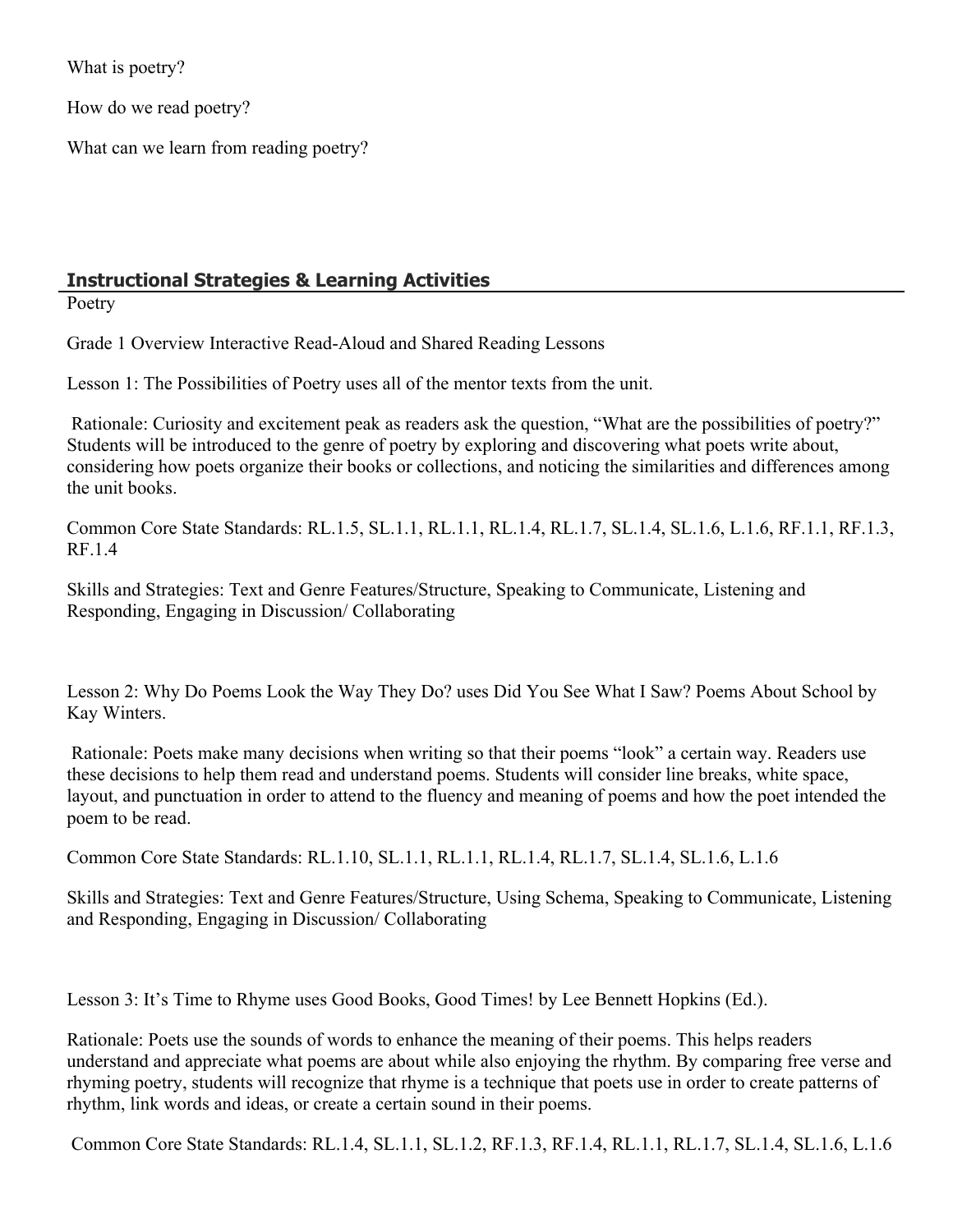What is poetry?

How do we read poetry?

What can we learn from reading poetry?

## Instructional Strategies & Learning Activities

Poetry

Grade 1 Overview Interactive Read-Aloud and Shared Reading Lessons

Lesson 1: The Possibilities of Poetry uses all of the mentor texts from the unit.

Rationale: Curiosity and excitement peak as readers ask the question, "What are the possibilities of poetry?" Students will be introduced to the genre of poetry by exploring and discovering what poets write about, considering how poets organize their books or collections, and noticing the similarities and differences among the unit books.

Common Core State Standards: RL.1.5, SL.1.1, RL.1.1, RL.1.4, RL.1.7, SL.1.4, SL.1.6, L.1.6, RF.1.1, RF.1.3, RF.1.4

Skills and Strategies: Text and Genre Features/Structure, Speaking to Communicate, Listening and Responding, Engaging in Discussion/ Collaborating

Lesson 2: Why Do Poems Look the Way They Do? uses Did You See What I Saw? Poems About School by Kay Winters.

Rationale: Poets make many decisions when writing so that their poems "look" a certain way. Readers use these decisions to help them read and understand poems. Students will consider line breaks, white space, layout, and punctuation in order to attend to the fluency and meaning of poems and how the poet intended the poem to be read.

Common Core State Standards: RL.1.10, SL.1.1, RL.1.1, RL.1.4, RL.1.7, SL.1.4, SL.1.6, L.1.6

Skills and Strategies: Text and Genre Features/Structure, Using Schema, Speaking to Communicate, Listening and Responding, Engaging in Discussion/ Collaborating

Lesson 3: It's Time to Rhyme uses Good Books, Good Times! by Lee Bennett Hopkins (Ed.).

Rationale: Poets use the sounds of words to enhance the meaning of their poems. This helps readers understand and appreciate what poems are about while also enjoying the rhythm. By comparing free verse and rhyming poetry, students will recognize that rhyme is a technique that poets use in order to create patterns of rhythm, link words and ideas, or create a certain sound in their poems.

Common Core State Standards: RL.1.4, SL.1.1, SL.1.2, RF.1.3, RF.1.4, RL.1.1, RL.1.7, SL.1.4, SL.1.6, L.1.6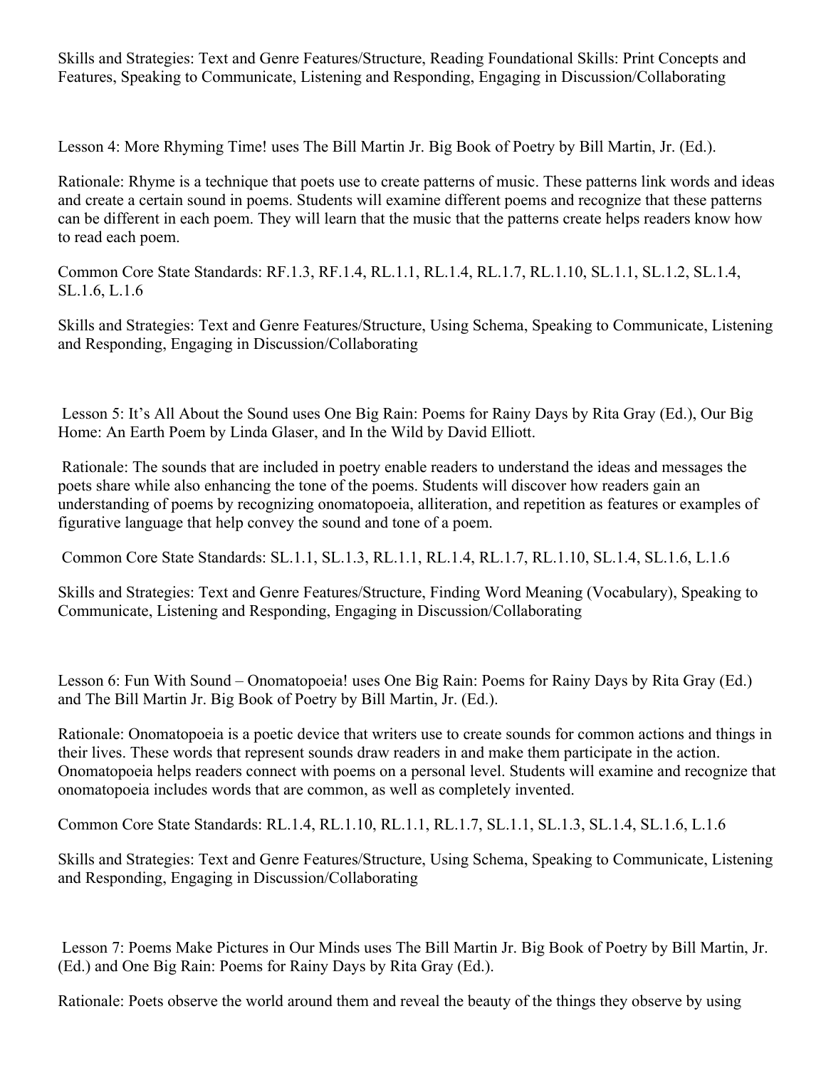Skills and Strategies: Text and Genre Features/Structure, Reading Foundational Skills: Print Concepts and Features, Speaking to Communicate, Listening and Responding, Engaging in Discussion/Collaborating

Lesson 4: More Rhyming Time! uses The Bill Martin Jr. Big Book of Poetry by Bill Martin, Jr. (Ed.).

Rationale: Rhyme is a technique that poets use to create patterns of music. These patterns link words and ideas and create a certain sound in poems. Students will examine different poems and recognize that these patterns can be different in each poem. They will learn that the music that the patterns create helps readers know how to read each poem.

Common Core State Standards: RF.1.3, RF.1.4, RL.1.1, RL.1.4, RL.1.7, RL.1.10, SL.1.1, SL.1.2, SL.1.4, SL.1.6, L.1.6

Skills and Strategies: Text and Genre Features/Structure, Using Schema, Speaking to Communicate, Listening and Responding, Engaging in Discussion/Collaborating

Lesson 5: It's All About the Sound uses One Big Rain: Poems for Rainy Days by Rita Gray (Ed.), Our Big Home: An Earth Poem by Linda Glaser, and In the Wild by David Elliott.

Rationale: The sounds that are included in poetry enable readers to understand the ideas and messages the poets share while also enhancing the tone of the poems. Students will discover how readers gain an understanding of poems by recognizing onomatopoeia, alliteration, and repetition as features or examples of figurative language that help convey the sound and tone of a poem.

Common Core State Standards: SL.1.1, SL.1.3, RL.1.1, RL.1.4, RL.1.7, RL.1.10, SL.1.4, SL.1.6, L.1.6

Skills and Strategies: Text and Genre Features/Structure, Finding Word Meaning (Vocabulary), Speaking to Communicate, Listening and Responding, Engaging in Discussion/Collaborating

Lesson 6: Fun With Sound – Onomatopoeia! uses One Big Rain: Poems for Rainy Days by Rita Gray (Ed.) and The Bill Martin Jr. Big Book of Poetry by Bill Martin, Jr. (Ed.).

Rationale: Onomatopoeia is a poetic device that writers use to create sounds for common actions and things in their lives. These words that represent sounds draw readers in and make them participate in the action. Onomatopoeia helps readers connect with poems on a personal level. Students will examine and recognize that onomatopoeia includes words that are common, as well as completely invented.

Common Core State Standards: RL.1.4, RL.1.10, RL.1.1, RL.1.7, SL.1.1, SL.1.3, SL.1.4, SL.1.6, L.1.6

Skills and Strategies: Text and Genre Features/Structure, Using Schema, Speaking to Communicate, Listening and Responding, Engaging in Discussion/Collaborating

Lesson 7: Poems Make Pictures in Our Minds uses The Bill Martin Jr. Big Book of Poetry by Bill Martin, Jr. (Ed.) and One Big Rain: Poems for Rainy Days by Rita Gray (Ed.).

Rationale: Poets observe the world around them and reveal the beauty of the things they observe by using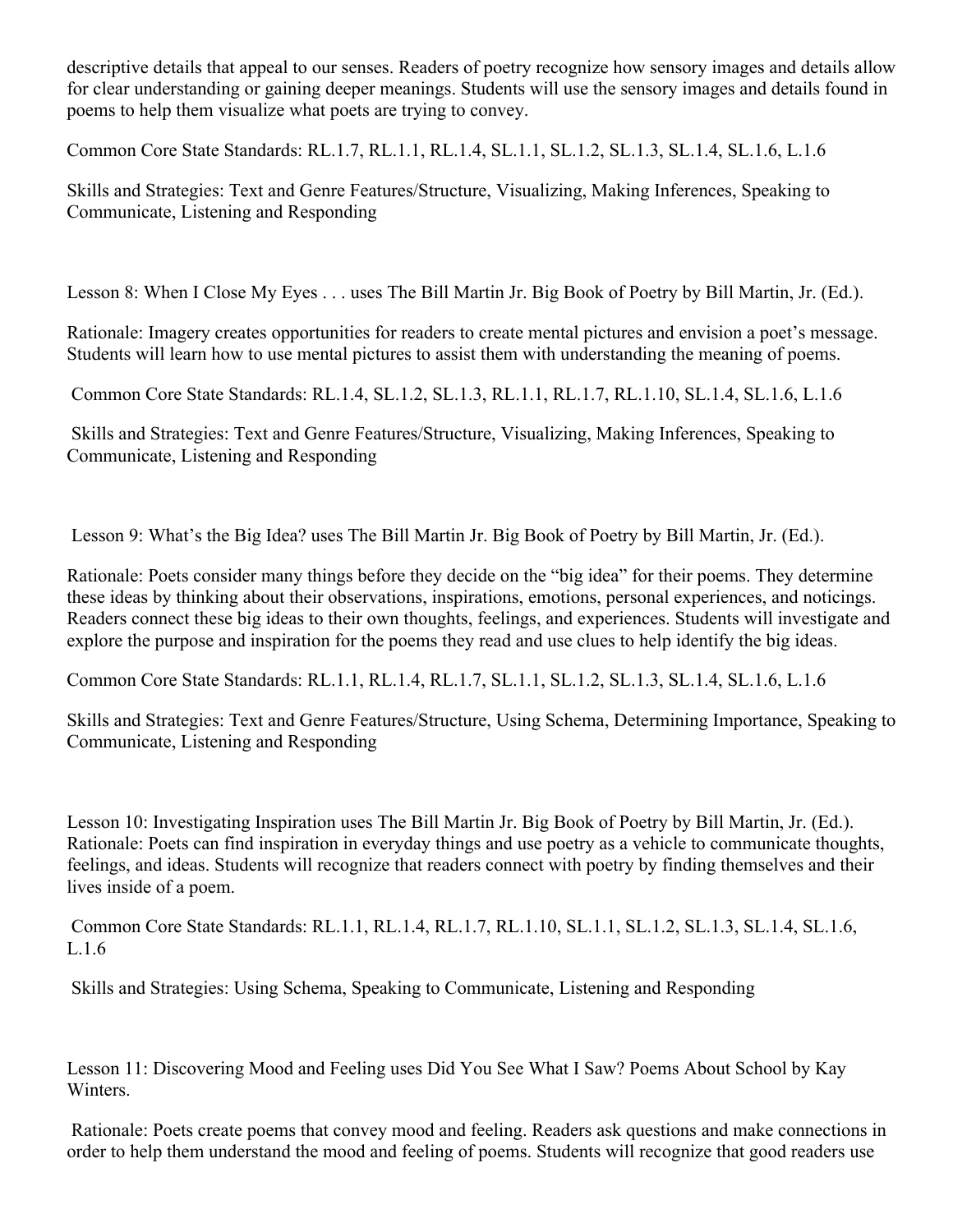descriptive details that appeal to our senses. Readers of poetry recognize how sensory images and details allow for clear understanding or gaining deeper meanings. Students will use the sensory images and details found in poems to help them visualize what poets are trying to convey.

Common Core State Standards: RL.1.7, RL.1.1, RL.1.4, SL.1.1, SL.1.2, SL.1.3, SL.1.4, SL.1.6, L.1.6

Skills and Strategies: Text and Genre Features/Structure, Visualizing, Making Inferences, Speaking to Communicate, Listening and Responding

Lesson 8: When I Close My Eyes . . . uses The Bill Martin Jr. Big Book of Poetry by Bill Martin, Jr. (Ed.).

Rationale: Imagery creates opportunities for readers to create mental pictures and envision a poet's message. Students will learn how to use mental pictures to assist them with understanding the meaning of poems.

Common Core State Standards: RL.1.4, SL.1.2, SL.1.3, RL.1.1, RL.1.7, RL.1.10, SL.1.4, SL.1.6, L.1.6

Skills and Strategies: Text and Genre Features/Structure, Visualizing, Making Inferences, Speaking to Communicate, Listening and Responding

Lesson 9: What's the Big Idea? uses The Bill Martin Jr. Big Book of Poetry by Bill Martin, Jr. (Ed.).

Rationale: Poets consider many things before they decide on the "big idea" for their poems. They determine these ideas by thinking about their observations, inspirations, emotions, personal experiences, and noticings. Readers connect these big ideas to their own thoughts, feelings, and experiences. Students will investigate and explore the purpose and inspiration for the poems they read and use clues to help identify the big ideas.

Common Core State Standards: RL.1.1, RL.1.4, RL.1.7, SL.1.1, SL.1.2, SL.1.3, SL.1.4, SL.1.6, L.1.6

Skills and Strategies: Text and Genre Features/Structure, Using Schema, Determining Importance, Speaking to Communicate, Listening and Responding

Lesson 10: Investigating Inspiration uses The Bill Martin Jr. Big Book of Poetry by Bill Martin, Jr. (Ed.).
Rationale: Poets can find inspiration in everyday things and use poetry as a vehicle to communicate thoughts, feelings, and ideas. Students will recognize that readers connect with poetry by finding themselves and their lives inside of a poem.

Common Core State Standards: RL.1.1, RL.1.4, RL.1.7, RL.1.10, SL.1.1, SL.1.2, SL.1.3, SL.1.4, SL.1.6, L.1.6

Skills and Strategies: Using Schema, Speaking to Communicate, Listening and Responding

Lesson 11: Discovering Mood and Feeling uses Did You See What I Saw? Poems About School by Kay Winters.

Rationale: Poets create poems that convey mood and feeling. Readers ask questions and make connections in order to help them understand the mood and feeling of poems. Students will recognize that good readers use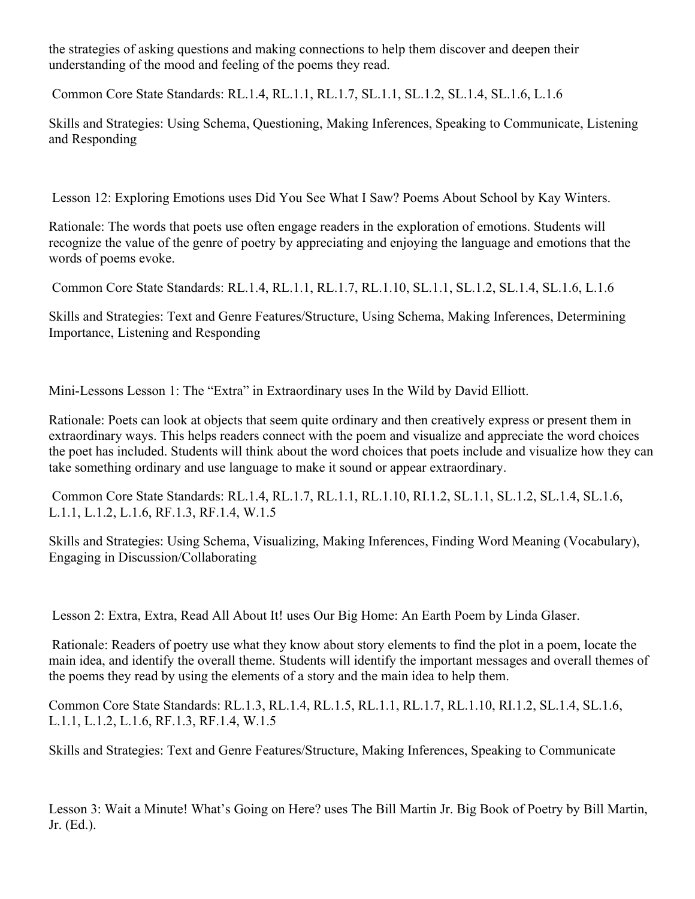the strategies of asking questions and making connections to help them discover and deepen their understanding of the mood and feeling of the poems they read.

Common Core State Standards: RL.1.4, RL.1.1, RL.1.7, SL.1.1, SL.1.2, SL.1.4, SL.1.6, L.1.6

Skills and Strategies: Using Schema, Questioning, Making Inferences, Speaking to Communicate, Listening and Responding

Lesson 12: Exploring Emotions uses Did You See What I Saw? Poems About School by Kay Winters.

Rationale: The words that poets use often engage readers in the exploration of emotions. Students will recognize the value of the genre of poetry by appreciating and enjoying the language and emotions that the words of poems evoke.

Common Core State Standards: RL.1.4, RL.1.1, RL.1.7, RL.1.10, SL.1.1, SL.1.2, SL.1.4, SL.1.6, L.1.6

Skills and Strategies: Text and Genre Features/Structure, Using Schema, Making Inferences, Determining Importance, Listening and Responding

Mini-Lessons Lesson 1: The "Extra" in Extraordinary uses In the Wild by David Elliott.

Rationale: Poets can look at objects that seem quite ordinary and then creatively express or present them in extraordinary ways. This helps readers connect with the poem and visualize and appreciate the word choices the poet has included. Students will think about the word choices that poets include and visualize how they can take something ordinary and use language to make it sound or appear extraordinary.

Common Core State Standards: RL.1.4, RL.1.7, RL.1.1, RL.1.10, RI.1.2, SL.1.1, SL.1.2, SL.1.4, SL.1.6, L.1.1, L.1.2, L.1.6, RF.1.3, RF.1.4, W.1.5

Skills and Strategies: Using Schema, Visualizing, Making Inferences, Finding Word Meaning (Vocabulary), Engaging in Discussion/Collaborating

Lesson 2: Extra, Extra, Read All About It! uses Our Big Home: An Earth Poem by Linda Glaser.

Rationale: Readers of poetry use what they know about story elements to find the plot in a poem, locate the main idea, and identify the overall theme. Students will identify the important messages and overall themes of the poems they read by using the elements of a story and the main idea to help them.

Common Core State Standards: RL.1.3, RL.1.4, RL.1.5, RL.1.1, RL.1.7, RL.1.10, RI.1.2, SL.1.4, SL.1.6, L.1.1, L.1.2, L.1.6, RF.1.3, RF.1.4, W.1.5

Skills and Strategies: Text and Genre Features/Structure, Making Inferences, Speaking to Communicate

Lesson 3: Wait a Minute! What's Going on Here? uses The Bill Martin Jr. Big Book of Poetry by Bill Martin, Jr. (Ed.).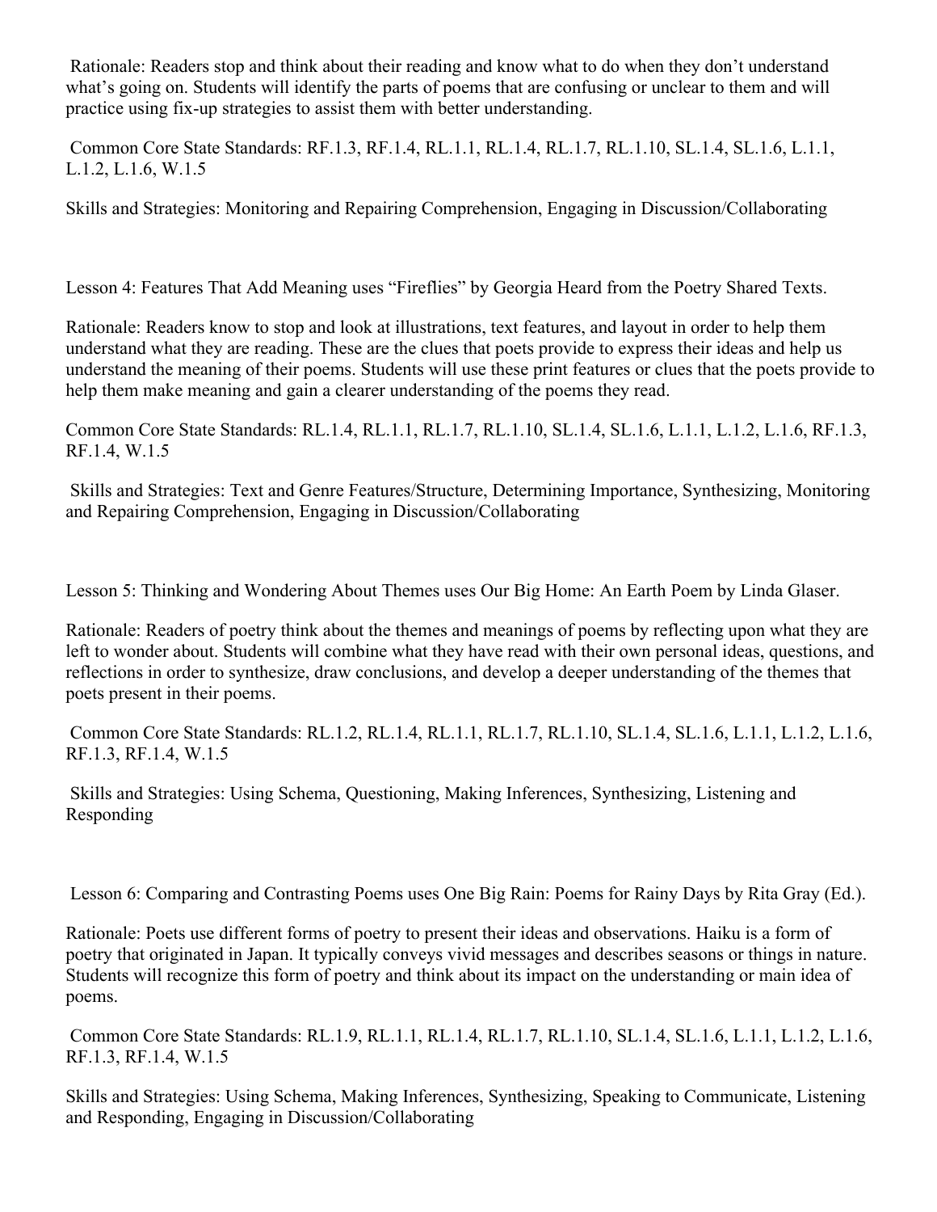Rationale: Readers stop and think about their reading and know what to do when they don't understand what's going on. Students will identify the parts of poems that are confusing or unclear to them and will practice using fix-up strategies to assist them with better understanding.

Common Core State Standards: RF.1.3, RF.1.4, RL.1.1, RL.1.4, RL.1.7, RL.1.10, SL.1.4, SL.1.6, L.1.1, L.1.2, L.1.6, W.1.5

Skills and Strategies: Monitoring and Repairing Comprehension, Engaging in Discussion/Collaborating

Lesson 4: Features That Add Meaning uses "Fireflies" by Georgia Heard from the Poetry Shared Texts.

Rationale: Readers know to stop and look at illustrations, text features, and layout in order to help them understand what they are reading. These are the clues that poets provide to express their ideas and help us understand the meaning of their poems. Students will use these print features or clues that the poets provide to help them make meaning and gain a clearer understanding of the poems they read.

Common Core State Standards: RL.1.4, RL.1.1, RL.1.7, RL.1.10, SL.1.4, SL.1.6, L.1.1, L.1.2, L.1.6, RF.1.3, RF.1.4, W.1.5

Skills and Strategies: Text and Genre Features/Structure, Determining Importance, Synthesizing, Monitoring and Repairing Comprehension, Engaging in Discussion/Collaborating

Lesson 5: Thinking and Wondering About Themes uses Our Big Home: An Earth Poem by Linda Glaser.

Rationale: Readers of poetry think about the themes and meanings of poems by reflecting upon what they are left to wonder about. Students will combine what they have read with their own personal ideas, questions, and reflections in order to synthesize, draw conclusions, and develop a deeper understanding of the themes that poets present in their poems.

Common Core State Standards: RL.1.2, RL.1.4, RL.1.1, RL.1.7, RL.1.10, SL.1.4, SL.1.6, L.1.1, L.1.2, L.1.6, RF.1.3, RF.1.4, W.1.5

Skills and Strategies: Using Schema, Questioning, Making Inferences, Synthesizing, Listening and Responding

Lesson 6: Comparing and Contrasting Poems uses One Big Rain: Poems for Rainy Days by Rita Gray (Ed.).

Rationale: Poets use different forms of poetry to present their ideas and observations. Haiku is a form of poetry that originated in Japan. It typically conveys vivid messages and describes seasons or things in nature. Students will recognize this form of poetry and think about its impact on the understanding or main idea of poems.

Common Core State Standards: RL.1.9, RL.1.1, RL.1.4, RL.1.7, RL.1.10, SL.1.4, SL.1.6, L.1.1, L.1.2, L.1.6, RF.1.3, RF.1.4, W.1.5

Skills and Strategies: Using Schema, Making Inferences, Synthesizing, Speaking to Communicate, Listening and Responding, Engaging in Discussion/Collaborating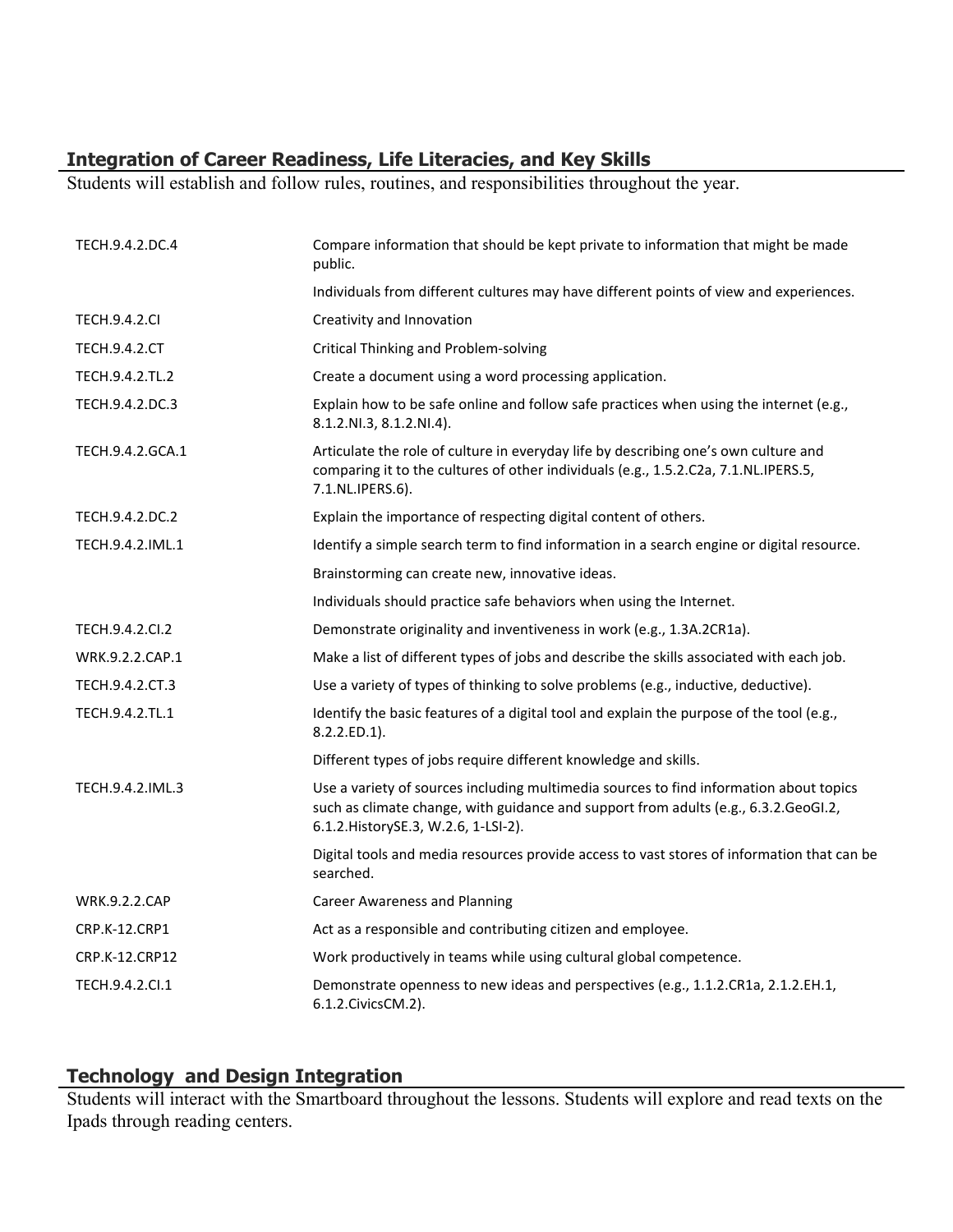## Integration of Career Readiness, Life Literacies, and Key Skills

Students will establish and follow rules, routines, and responsibilities throughout the year.

| | |
|---|---|
| TECH.9.4.2.DC.4 | Compare information that should be kept private to information that might be made public. |
| | Individuals from different cultures may have different points of view and experiences. |
| TECH.9.4.2.CI | Creativity and Innovation |
| TECH.9.4.2.CT | Critical Thinking and Problem-solving |
| TECH.9.4.2.TL.2 | Create a document using a word processing application. |
| TECH.9.4.2.DC.3 | Explain how to be safe online and follow safe practices when using the internet (e.g., 8.1.2.NI.3, 8.1.2.NI.4). |
| TECH.9.4.2.GCA.1 | Articulate the role of culture in everyday life by describing one's own culture and comparing it to the cultures of other individuals (e.g., 1.5.2.C2a, 7.1.NL.IPERS.5, 7.1.NL.IPERS.6). |
| TECH.9.4.2.DC.2 | Explain the importance of respecting digital content of others. |
| TECH.9.4.2.IML.1 | Identify a simple search term to find information in a search engine or digital resource. |
| | Brainstorming can create new, innovative ideas. |
| | Individuals should practice safe behaviors when using the Internet. |
| TECH.9.4.2.CI.2 | Demonstrate originality and inventiveness in work (e.g., 1.3A.2CR1a). |
| WRK.9.2.2.CAP.1 | Make a list of different types of jobs and describe the skills associated with each job. |
| TECH.9.4.2.CT.3 | Use a variety of types of thinking to solve problems (e.g., inductive, deductive). |
| TECH.9.4.2.TL.1 | Identify the basic features of a digital tool and explain the purpose of the tool (e.g., 8.2.2.ED.1). |
| | Different types of jobs require different knowledge and skills. |
| TECH.9.4.2.IML.3 | Use a variety of sources including multimedia sources to find information about topics such as climate change, with guidance and support from adults (e.g., 6.3.2.GeoGI.2, 6.1.2.HistorySE.3, W.2.6, 1-LSI-2). |
| | Digital tools and media resources provide access to vast stores of information that can be searched. |
| WRK.9.2.2.CAP | Career Awareness and Planning |
| CRP.K-12.CRP1 | Act as a responsible and contributing citizen and employee. |
| CRP.K-12.CRP12 | Work productively in teams while using cultural global competence. |
| TECH.9.4.2.CI.1 | Demonstrate openness to new ideas and perspectives (e.g., 1.1.2.CR1a, 2.1.2.EH.1, 6.1.2.CivicsCM.2). |

## Technology and Design Integration

Students will interact with the Smartboard throughout the lessons. Students will explore and read texts on the Ipads through reading centers.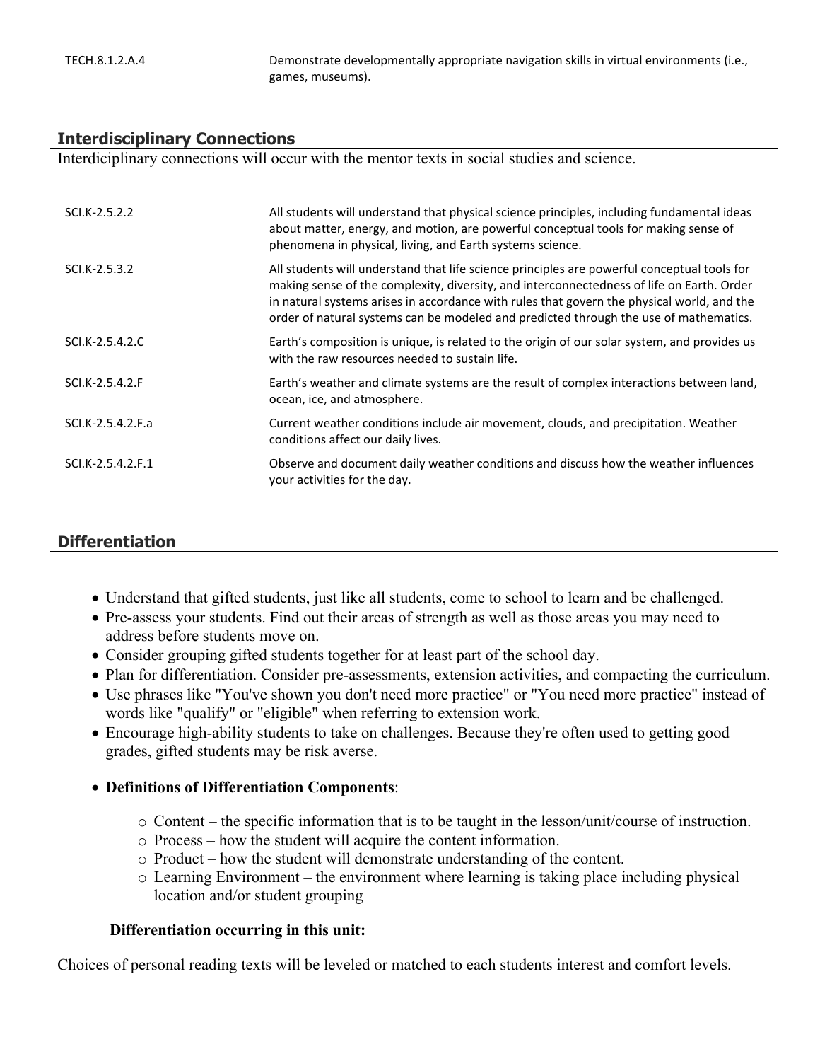| | |
|---|---|
| TECH.8.1.2.A.4 | Demonstrate developmentally appropriate navigation skills in virtual environments (i.e., games, museums). |

## Interdisciplinary Connections

Interdiciplinary connections will occur with the mentor texts in social studies and science.

| | |
|---|---|
| SCI.K-2.5.2.2 | All students will understand that physical science principles, including fundamental ideas about matter, energy, and motion, are powerful conceptual tools for making sense of phenomena in physical, living, and Earth systems science. |
| SCI.K-2.5.3.2 | All students will understand that life science principles are powerful conceptual tools for making sense of the complexity, diversity, and interconnectedness of life on Earth. Order in natural systems arises in accordance with rules that govern the physical world, and the order of natural systems can be modeled and predicted through the use of mathematics. |
| SCI.K-2.5.4.2.C | Earth's composition is unique, is related to the origin of our solar system, and provides us with the raw resources needed to sustain life. |
| SCI.K-2.5.4.2.F | Earth's weather and climate systems are the result of complex interactions between land, ocean, ice, and atmosphere. |
| SCI.K-2.5.4.2.F.a | Current weather conditions include air movement, clouds, and precipitation. Weather conditions affect our daily lives. |
| SCI.K-2.5.4.2.F.1 | Observe and document daily weather conditions and discuss how the weather influences your activities for the day. |

## Differentiation

- Understand that gifted students, just like all students, come to school to learn and be challenged.
- Pre-assess your students. Find out their areas of strength as well as those areas you may need to address before students move on.
- Consider grouping gifted students together for at least part of the school day.
- Plan for differentiation. Consider pre-assessments, extension activities, and compacting the curriculum.
- Use phrases like "You've shown you don't need more practice" or "You need more practice" instead of words like "qualify" or "eligible" when referring to extension work.
- Encourage high-ability students to take on challenges. Because they're often used to getting good grades, gifted students may be risk averse.
- **Definitions of Differentiation Components**:
  - Content – the specific information that is to be taught in the lesson/unit/course of instruction.
  - Process – how the student will acquire the content information.
  - Product – how the student will demonstrate understanding of the content.
  - Learning Environment – the environment where learning is taking place including physical location and/or student grouping

**Differentiation occurring in this unit:**

Choices of personal reading texts will be leveled or matched to each students interest and comfort levels.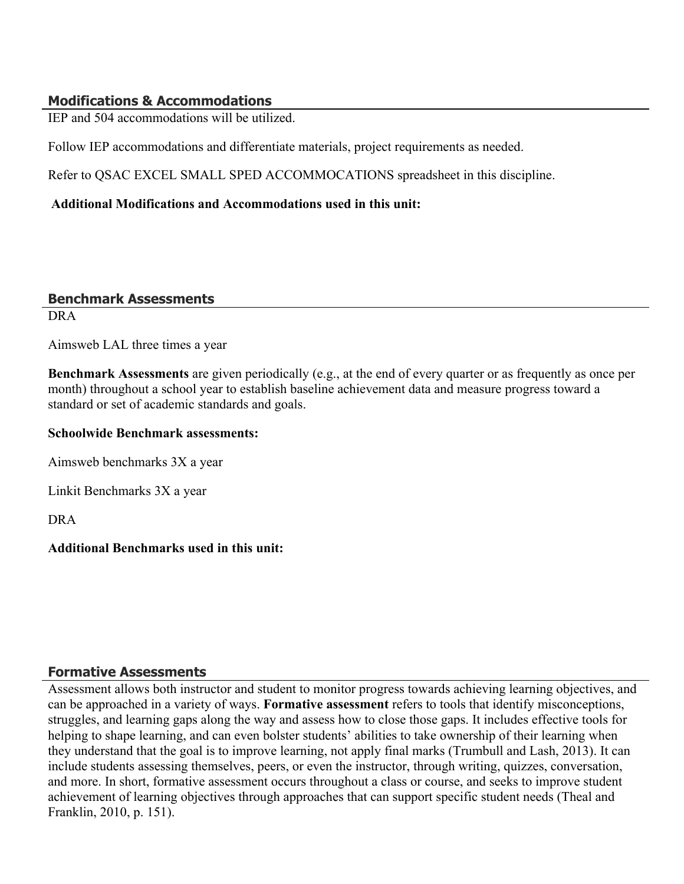## Modifications & Accommodations

IEP and 504 accommodations will be utilized.

Follow IEP accommodations and differentiate materials, project requirements as needed.

Refer to QSAC EXCEL SMALL SPED ACCOMMOCATIONS spreadsheet in this discipline.

**Additional Modifications and Accommodations used in this unit:**

## Benchmark Assessments

DRA

Aimsweb LAL three times a year

**Benchmark Assessments** are given periodically (e.g., at the end of every quarter or as frequently as once per month) throughout a school year to establish baseline achievement data and measure progress toward a standard or set of academic standards and goals.

**Schoolwide Benchmark assessments:**

Aimsweb benchmarks 3X a year

Linkit Benchmarks 3X a year

DRA

**Additional Benchmarks used in this unit:**

## Formative Assessments

Assessment allows both instructor and student to monitor progress towards achieving learning objectives, and can be approached in a variety of ways. **Formative assessment** refers to tools that identify misconceptions, struggles, and learning gaps along the way and assess how to close those gaps. It includes effective tools for helping to shape learning, and can even bolster students' abilities to take ownership of their learning when they understand that the goal is to improve learning, not apply final marks (Trumbull and Lash, 2013). It can include students assessing themselves, peers, or even the instructor, through writing, quizzes, conversation, and more. In short, formative assessment occurs throughout a class or course, and seeks to improve student achievement of learning objectives through approaches that can support specific student needs (Theal and Franklin, 2010, p. 151).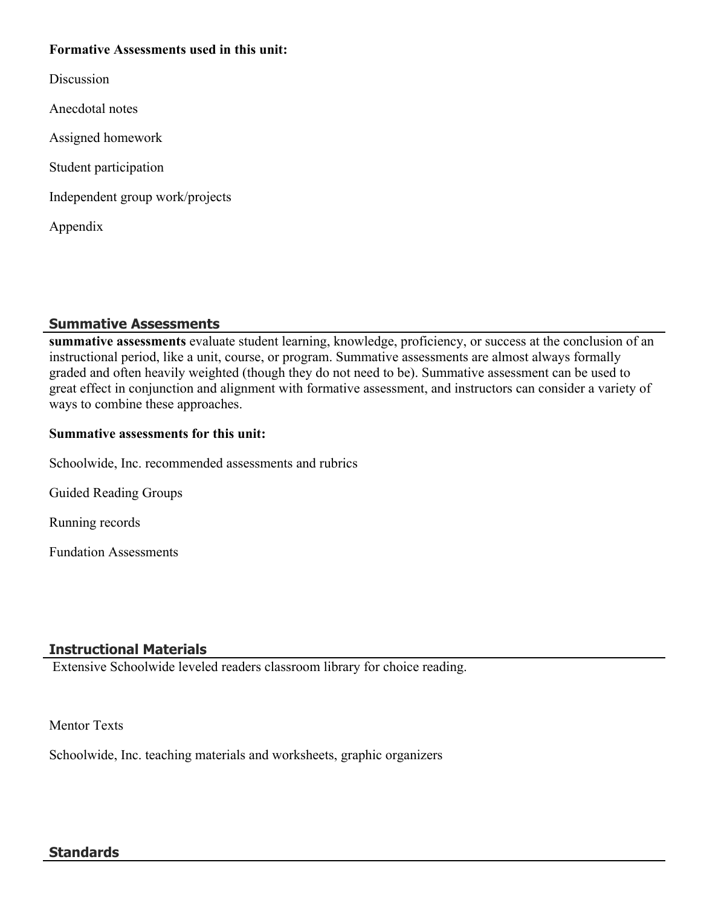**Formative Assessments used in this unit:**

Discussion

Anecdotal notes

Assigned homework

Student participation

Independent group work/projects

Appendix

## Summative Assessments

**summative assessments** evaluate student learning, knowledge, proficiency, or success at the conclusion of an instructional period, like a unit, course, or program. Summative assessments are almost always formally graded and often heavily weighted (though they do not need to be). Summative assessment can be used to great effect in conjunction and alignment with formative assessment, and instructors can consider a variety of ways to combine these approaches.

**Summative assessments for this unit:**

Schoolwide, Inc. recommended assessments and rubrics

Guided Reading Groups

Running records

Fundation Assessments

## Instructional Materials

Extensive Schoolwide leveled readers classroom library for choice reading.

Mentor Texts

Schoolwide, Inc. teaching materials and worksheets, graphic organizers

## Standards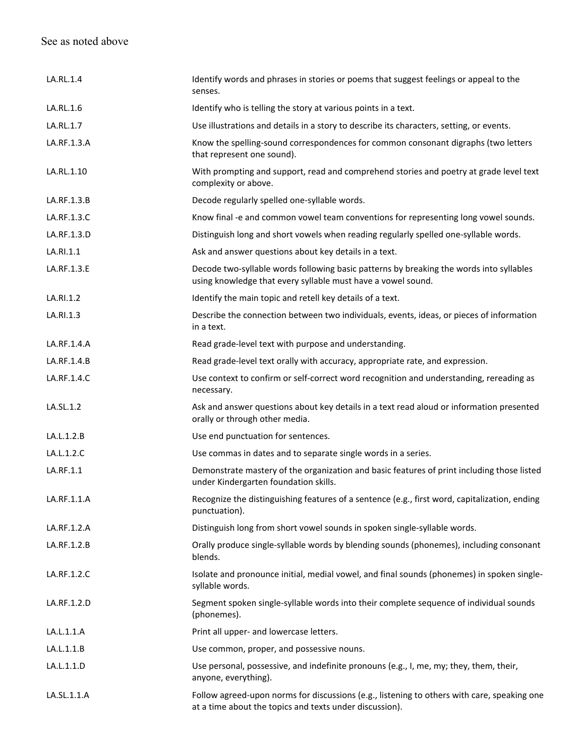See as noted above

| | |
|---|---|
| LA.RL.1.4 | Identify words and phrases in stories or poems that suggest feelings or appeal to the senses. |
| LA.RL.1.6 | Identify who is telling the story at various points in a text. |
| LA.RL.1.7 | Use illustrations and details in a story to describe its characters, setting, or events. |
| LA.RF.1.3.A | Know the spelling-sound correspondences for common consonant digraphs (two letters that represent one sound). |
| LA.RL.1.10 | With prompting and support, read and comprehend stories and poetry at grade level text complexity or above. |
| LA.RF.1.3.B | Decode regularly spelled one-syllable words. |
| LA.RF.1.3.C | Know final -e and common vowel team conventions for representing long vowel sounds. |
| LA.RF.1.3.D | Distinguish long and short vowels when reading regularly spelled one-syllable words. |
| LA.RI.1.1 | Ask and answer questions about key details in a text. |
| LA.RF.1.3.E | Decode two-syllable words following basic patterns by breaking the words into syllables using knowledge that every syllable must have a vowel sound. |
| LA.RI.1.2 | Identify the main topic and retell key details of a text. |
| LA.RI.1.3 | Describe the connection between two individuals, events, ideas, or pieces of information in a text. |
| LA.RF.1.4.A | Read grade-level text with purpose and understanding. |
| LA.RF.1.4.B | Read grade-level text orally with accuracy, appropriate rate, and expression. |
| LA.RF.1.4.C | Use context to confirm or self-correct word recognition and understanding, rereading as necessary. |
| LA.SL.1.2 | Ask and answer questions about key details in a text read aloud or information presented orally or through other media. |
| LA.L.1.2.B | Use end punctuation for sentences. |
| LA.L.1.2.C | Use commas in dates and to separate single words in a series. |
| LA.RF.1.1 | Demonstrate mastery of the organization and basic features of print including those listed under Kindergarten foundation skills. |
| LA.RF.1.1.A | Recognize the distinguishing features of a sentence (e.g., first word, capitalization, ending punctuation). |
| LA.RF.1.2.A | Distinguish long from short vowel sounds in spoken single-syllable words. |
| LA.RF.1.2.B | Orally produce single-syllable words by blending sounds (phonemes), including consonant blends. |
| LA.RF.1.2.C | Isolate and pronounce initial, medial vowel, and final sounds (phonemes) in spoken single-syllable words. |
| LA.RF.1.2.D | Segment spoken single-syllable words into their complete sequence of individual sounds (phonemes). |
| LA.L.1.1.A | Print all upper- and lowercase letters. |
| LA.L.1.1.B | Use common, proper, and possessive nouns. |
| LA.L.1.1.D | Use personal, possessive, and indefinite pronouns (e.g., I, me, my; they, them, their, anyone, everything). |
| LA.SL.1.1.A | Follow agreed-upon norms for discussions (e.g., listening to others with care, speaking one at a time about the topics and texts under discussion). |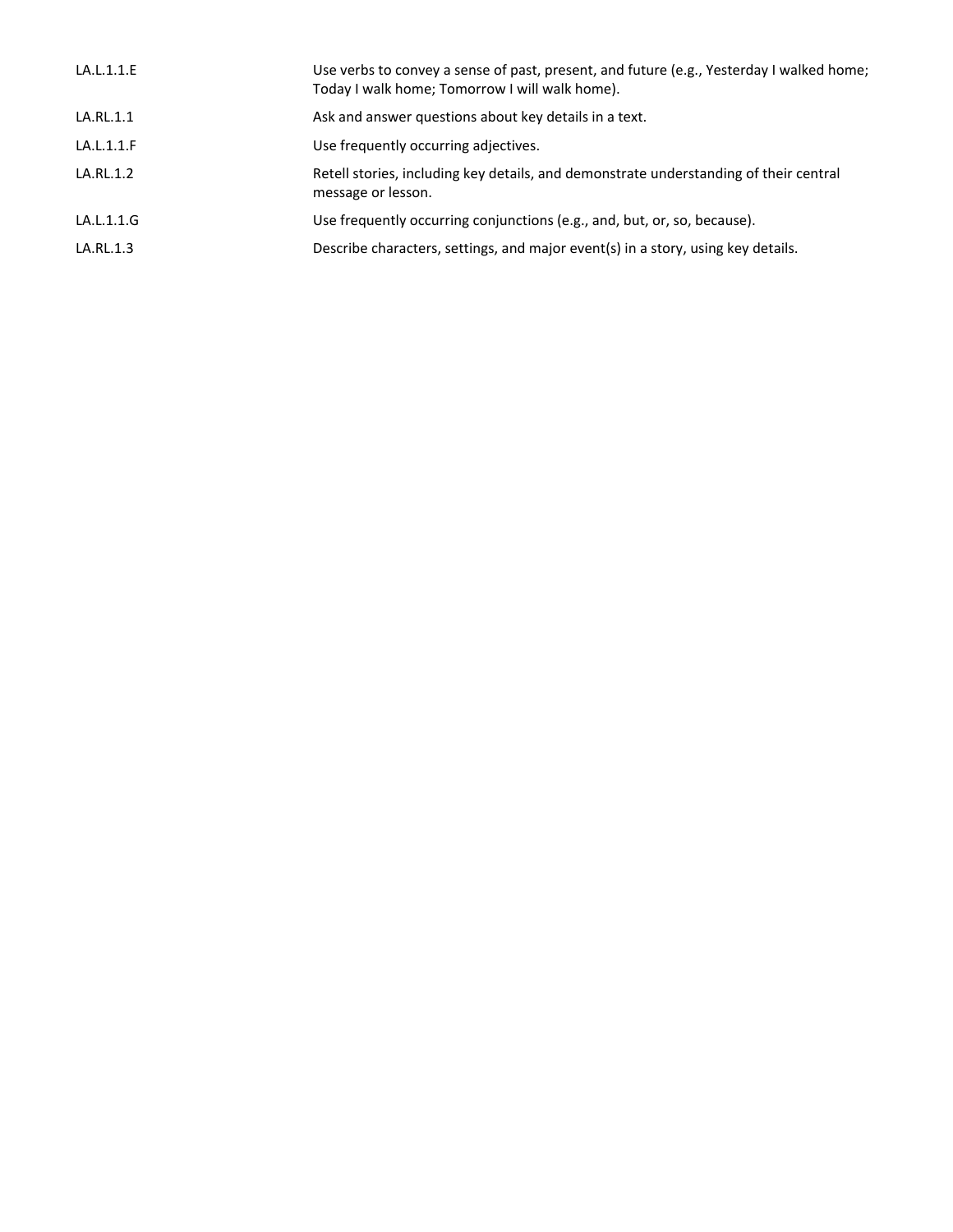| | |
|---|---|
| LA.L.1.1.E | Use verbs to convey a sense of past, present, and future (e.g., Yesterday I walked home; Today I walk home; Tomorrow I will walk home). |
| LA.RL.1.1 | Ask and answer questions about key details in a text. |
| LA.L.1.1.F | Use frequently occurring adjectives. |
| LA.RL.1.2 | Retell stories, including key details, and demonstrate understanding of their central message or lesson. |
| LA.L.1.1.G | Use frequently occurring conjunctions (e.g., and, but, or, so, because). |
| LA.RL.1.3 | Describe characters, settings, and major event(s) in a story, using key details. |